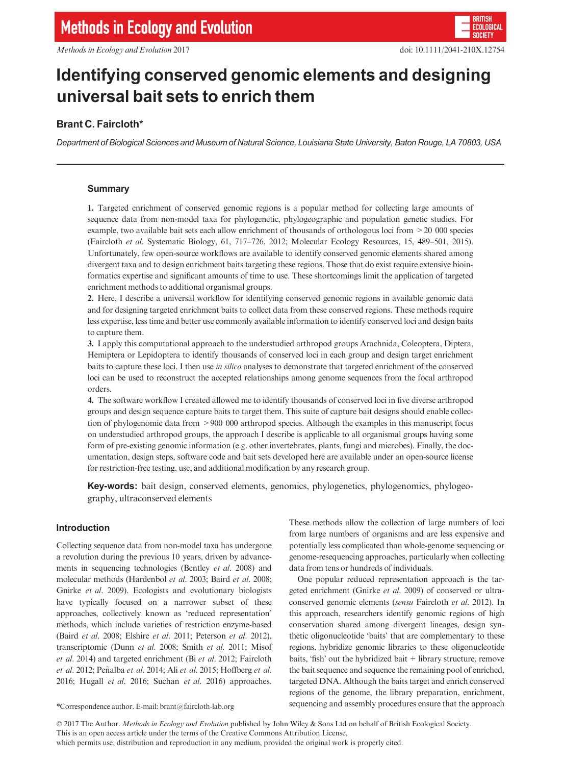# Identifying conserved genomic elements and designing universal bait sets to enrich them

**Brant C. Faircloth***

*Department of Biological Sciences and Museum of Natural Science, Louisiana State University, Baton Rouge, LA 70803, USA*

## Summary

**1.** Targeted enrichment of conserved genomic regions is a popular method for collecting large amounts of sequence data from non-model taxa for phylogenetic, phylogeographic and population genetic studies. For example, two available bait sets each allow enrichment of thousands of orthologous loci from >20 000 species (Faircloth *et al*. Systematic Biology, 61, 717–726, 2012; Molecular Ecology Resources, 15, 489–501, 2015). Unfortunately, few open-source workflows are available to identify conserved genomic elements shared among divergent taxa and to design enrichment baits targeting these regions. Those that do exist require extensive bioinformatics expertise and significant amounts of time to use. These shortcomings limit the application of targeted enrichment methods to additional organismal groups.

**2.** Here, I describe a universal workflow for identifying conserved genomic regions in available genomic data and for designing targeted enrichment baits to collect data from these conserved regions. These methods require less expertise, less time and better use commonly available information to identify conserved loci and design baits to capture them.

**3.** I apply this computational approach to the understudied arthropod groups Arachnida, Coleoptera, Diptera, Hemiptera or Lepidoptera to identify thousands of conserved loci in each group and design target enrichment baits to capture these loci. I then use *in silico* analyses to demonstrate that targeted enrichment of the conserved loci can be used to reconstruct the accepted relationships among genome sequences from the focal arthropod orders.

**4.** The software workflow I created allowed me to identify thousands of conserved loci in five diverse arthropod groups and design sequence capture baits to target them. This suite of capture bait designs should enable collection of phylogenomic data from >900 000 arthropod species. Although the examples in this manuscript focus on understudied arthropod groups, the approach I describe is applicable to all organismal groups having some form of pre-existing genomic information (e.g. other invertebrates, plants, fungi and microbes). Finally, the documentation, design steps, software code and bait sets developed here are available under an open-source license for restriction-free testing, use, and additional modification by any research group.

**Key-words:** bait design, conserved elements, genomics, phylogenetics, phylogenomics, phylogeography, ultraconserved elements

## Introduction

Collecting sequence data from non-model taxa has undergone a revolution during the previous 10 years, driven by advancements in sequencing technologies (Bentley *et al*. 2008) and molecular methods (Hardenbol *et al*. 2003; Baird *et al*. 2008; Gnirke *et al*. 2009). Ecologists and evolutionary biologists have typically focused on a narrower subset of these approaches, collectively known as 'reduced representation' methods, which include varieties of restriction enzyme-based (Baird *et al*. 2008; Elshire *et al*. 2011; Peterson *et al*. 2012), transcriptomic (Dunn *et al*. 2008; Smith *et al*. 2011; Misof *et al*. 2014) and targeted enrichment (Bi *et al*. 2012; Faircloth *et al*. 2012; Peñalba *et al*. 2014; Ali *et al*. 2015; Hoffberg *et al*. 2016; Hugall *et al*. 2016; Suchan *et al*. 2016) approaches. These methods allow the collection of large numbers of loci from large numbers of organisms and are less expensive and potentially less complicated than whole-genome sequencing or genome-resequencing approaches, particularly when collecting data from tens or hundreds of individuals.

One popular reduced representation approach is the targeted enrichment (Gnirke *et al*. 2009) of conserved or ultraconserved genomic elements (*sensu* Faircloth *et al*. 2012). In this approach, researchers identify genomic regions of high conservation shared among divergent lineages, design synthetic oligonucleotide 'baits' that are complementary to these regions, hybridize genomic libraries to these oligonucleotide baits, 'fish' out the hybridized bait + library structure, remove the bait sequence and sequence the remaining pool of enriched, targeted DNA. Although the baits target and enrich conserved regions of the genome, the library preparation, enrichment, sequencing and assembly procedures ensure that the approach

*Correspondence author. E-mail: brant@faircloth-lab.org

© 2017 The Author. *Methods in Ecology and Evolution* published by John Wiley & Sons Ltd on behalf of British Ecological Society.
This is an open access article under the terms of the Creative Commons Attribution License,
which permits use, distribution and reproduction in any medium, provided the original work is properly cited.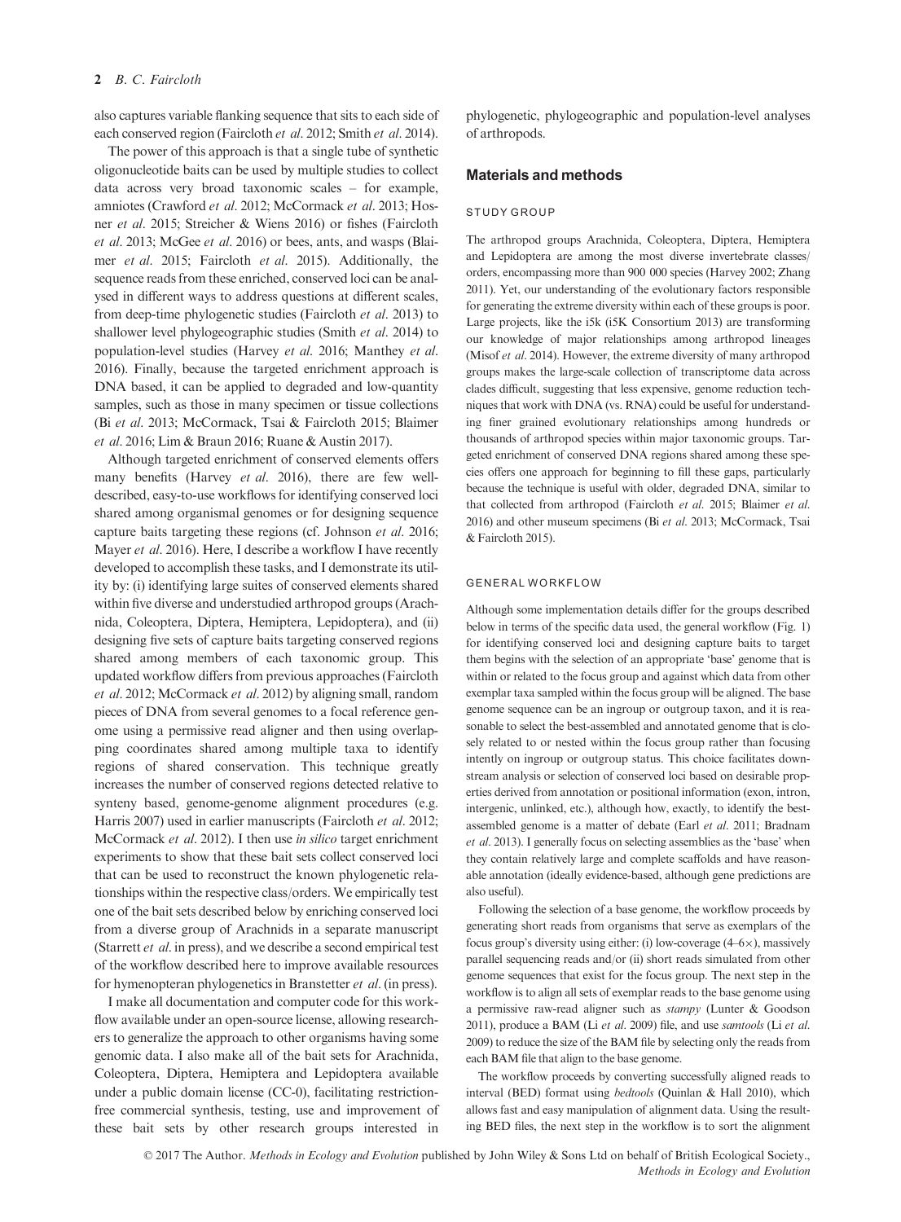also captures variable flanking sequence that sits to each side of each conserved region (Faircloth *et al.* 2012; Smith *et al.* 2014).

The power of this approach is that a single tube of synthetic oligonucleotide baits can be used by multiple studies to collect data across very broad taxonomic scales – for example, amniotes (Crawford *et al.* 2012; McCormack *et al.* 2013; Hosner *et al.* 2015; Streicher & Wiens 2016) or fishes (Faircloth *et al.* 2013; McGee *et al.* 2016) or bees, ants, and wasps (Blaimer *et al.* 2015; Faircloth *et al.* 2015). Additionally, the sequence reads from these enriched, conserved loci can be analysed in different ways to address questions at different scales, from deep-time phylogenetic studies (Faircloth *et al.* 2013) to shallower level phylogeographic studies (Smith *et al.* 2014) to population-level studies (Harvey *et al.* 2016; Manthey *et al.* 2016). Finally, because the targeted enrichment approach is DNA based, it can be applied to degraded and low-quantity samples, such as those in many specimen or tissue collections (Bi *et al.* 2013; McCormack, Tsai & Faircloth 2015; Blaimer *et al.* 2016; Lim & Braun 2016; Ruane & Austin 2017).

Although targeted enrichment of conserved elements offers many benefits (Harvey *et al.* 2016), there are few well-described, easy-to-use workflows for identifying conserved loci shared among organismal genomes or for designing sequence capture baits targeting these regions (cf. Johnson *et al.* 2016; Mayer *et al.* 2016). Here, I describe a workflow I have recently developed to accomplish these tasks, and I demonstrate its utility by: (i) identifying large suites of conserved elements shared within five diverse and understudied arthropod groups (Arachnida, Coleoptera, Diptera, Hemiptera, Lepidoptera), and (ii) designing five sets of capture baits targeting conserved regions shared among members of each taxonomic group. This updated workflow differs from previous approaches (Faircloth *et al.* 2012; McCormack *et al.* 2012) by aligning small, random pieces of DNA from several genomes to a focal reference genome using a permissive read aligner and then using overlapping coordinates shared among multiple taxa to identify regions of shared conservation. This technique greatly increases the number of conserved regions detected relative to synteny based, genome-genome alignment procedures (e.g. Harris 2007) used in earlier manuscripts (Faircloth *et al.* 2012; McCormack *et al.* 2012). I then use *in silico* target enrichment experiments to show that these bait sets collect conserved loci that can be used to reconstruct the known phylogenetic relationships within the respective class/orders. We empirically test one of the bait sets described below by enriching conserved loci from a diverse group of Arachnids in a separate manuscript (Starrett *et al.* in press), and we describe a second empirical test of the workflow described here to improve available resources for hymenopteran phylogenetics in Branstetter *et al.* (in press).

I make all documentation and computer code for this workflow available under an open-source license, allowing researchers to generalize the approach to other organisms having some genomic data. I also make all of the bait sets for Arachnida, Coleoptera, Diptera, Hemiptera and Lepidoptera available under a public domain license (CC-0), facilitating restriction-free commercial synthesis, testing, use and improvement of these bait sets by other research groups interested in phylogenetic, phylogeographic and population-level analyses of arthropods.

## Materials and methods

### STUDY GROUP

The arthropod groups Arachnida, Coleoptera, Diptera, Hemiptera and Lepidoptera are among the most diverse invertebrate classes/orders, encompassing more than 900 000 species (Harvey 2002; Zhang 2011). Yet, our understanding of the evolutionary factors responsible for generating the extreme diversity within each of these groups is poor. Large projects, like the i5k (i5K Consortium 2013) are transforming our knowledge of major relationships among arthropod lineages (Misof *et al.* 2014). However, the extreme diversity of many arthropod groups makes the large-scale collection of transcriptome data across clades difficult, suggesting that less expensive, genome reduction techniques that work with DNA (vs. RNA) could be useful for understanding finer grained evolutionary relationships among hundreds or thousands of arthropod species within major taxonomic groups. Targeted enrichment of conserved DNA regions shared among these species offers one approach for beginning to fill these gaps, particularly because the technique is useful with older, degraded DNA, similar to that collected from arthropod (Faircloth *et al.* 2015; Blaimer *et al.* 2016) and other museum specimens (Bi *et al.* 2013; McCormack, Tsai & Faircloth 2015).

### GENERAL WORKFLOW

Although some implementation details differ for the groups described below in terms of the specific data used, the general workflow (Fig. 1) for identifying conserved loci and designing capture baits to target them begins with the selection of an appropriate 'base' genome that is within or related to the focus group and against which data from other exemplar taxa sampled within the focus group will be aligned. The base genome sequence can be an ingroup or outgroup taxon, and it is reasonable to select the best-assembled and annotated genome that is closely related to or nested within the focus group rather than focusing intently on ingroup or outgroup status. This choice facilitates downstream analysis or selection of conserved loci based on desirable properties derived from annotation or positional information (exon, intron, intergenic, unlinked, etc.), although how, exactly, to identify the best-assembled genome is a matter of debate (Earl *et al.* 2011; Bradnam *et al.* 2013). I generally focus on selecting assemblies as the 'base' when they contain relatively large and complete scaffolds and have reasonable annotation (ideally evidence-based, although gene predictions are also useful).

Following the selection of a base genome, the workflow proceeds by generating short reads from organisms that serve as exemplars of the focus group's diversity using either: (i) low-coverage (4–6×), massively parallel sequencing reads and/or (ii) short reads simulated from other genome sequences that exist for the focus group. The next step in the workflow is to align all sets of exemplar reads to the base genome using a permissive raw-read aligner such as *stampy* (Lunter & Goodson 2011), produce a BAM (Li *et al.* 2009) file, and use *samtools* (Li *et al.* 2009) to reduce the size of the BAM file by selecting only the reads from each BAM file that align to the base genome.

The workflow proceeds by converting successfully aligned reads to interval (BED) format using *bedtools* (Quinlan & Hall 2010), which allows fast and easy manipulation of alignment data. Using the resulting BED files, the next step in the workflow is to sort the alignment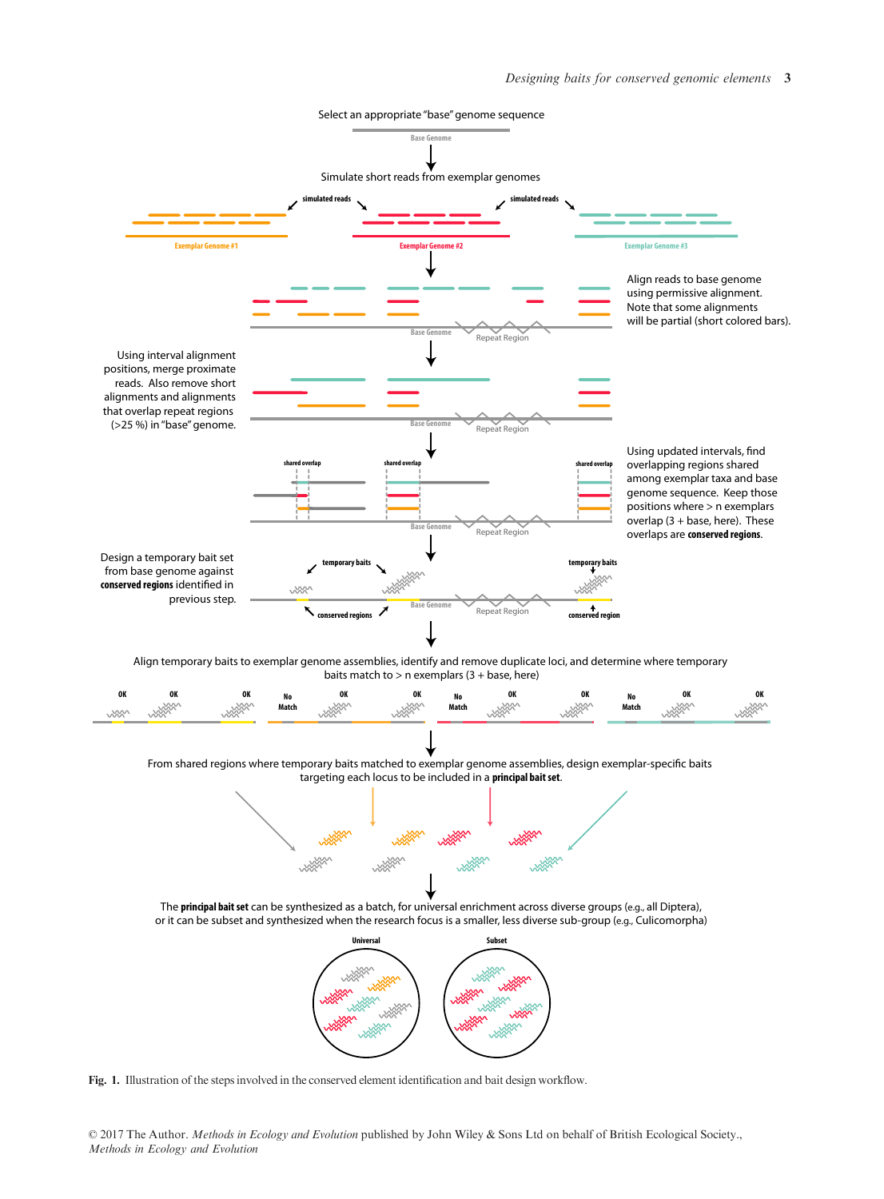Select an appropriate "base" genome sequence

Simulate short reads from exemplar genomes

Align reads to base genome using permissive alignment. Note that some alignments will be partial (short colored bars).

Using interval alignment positions, merge proximate reads. Also remove short alignments and alignments that overlap repeat regions (>25 %) in "base" genome.

Using updated intervals, find overlapping regions shared among exemplar taxa and base genome sequence. Keep those positions where > n exemplars overlap (3 + base, here). These overlaps are **conserved regions**.

Design a temporary bait set from base genome against **conserved regions** identified in previous step.

Align temporary baits to exemplar genome assemblies, identify and remove duplicate loci, and determine where temporary baits match to > n exemplars (3 + base, here)

From shared regions where temporary baits matched to exemplar genome assemblies, design exemplar-specific baits targeting each locus to be included in a **principal bait set**.

The **principal bait set** can be synthesized as a batch, for universal enrichment across diverse groups (e.g., all Diptera), or it can be subset and synthesized when the research focus is a smaller, less diverse sub-group (e.g., Culicomorpha)

**Fig. 1.** Illustration of the steps involved in the conserved element identification and bait design workflow.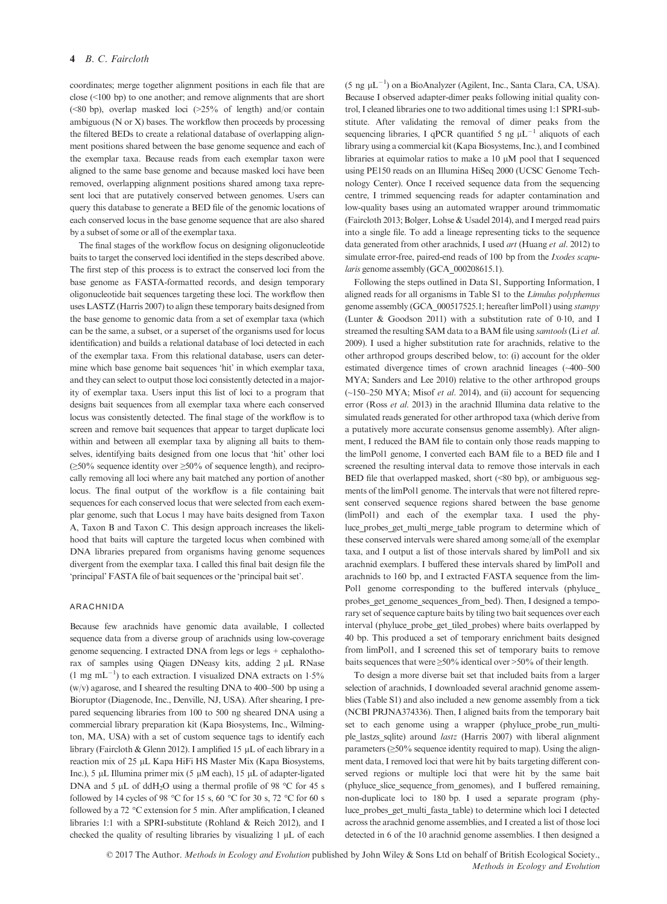coordinates; merge together alignment positions in each file that are close (<100 bp) to one another; and remove alignments that are short (<80 bp), overlap masked loci (>25% of length) and/or contain ambiguous (N or X) bases. The workflow then proceeds by processing the filtered BEDs to create a relational database of overlapping alignment positions shared between the base genome sequence and each of the exemplar taxa. Because reads from each exemplar taxon were aligned to the same base genome and because masked loci have been removed, overlapping alignment positions shared among taxa represent loci that are putatively conserved between genomes. Users can query this database to generate a BED file of the genomic locations of each conserved locus in the base genome sequence that are also shared by a subset of some or all of the exemplar taxa.

The final stages of the workflow focus on designing oligonucleotide baits to target the conserved loci identified in the steps described above. The first step of this process is to extract the conserved loci from the base genome as FASTA-formatted records, and design temporary oligonucleotide bait sequences targeting these loci. The workflow then uses LASTZ (Harris 2007) to align these temporary baits designed from the base genome to genomic data from a set of exemplar taxa (which can be the same, a subset, or a superset of the organisms used for locus identification) and builds a relational database of loci detected in each of the exemplar taxa. From this relational database, users can determine which base genome bait sequences 'hit' in which exemplar taxa, and they can select to output those loci consistently detected in a majority of exemplar taxa. Users input this list of loci to a program that designs bait sequences from all exemplar taxa where each conserved locus was consistently detected. The final stage of the workflow is to screen and remove bait sequences that appear to target duplicate loci within and between all exemplar taxa by aligning all baits to themselves, identifying baits designed from one locus that 'hit' other loci (≥50% sequence identity over ≥50% of sequence length), and reciprocally removing all loci where any bait matched any portion of another locus. The final output of the workflow is a file containing bait sequences for each conserved locus that were selected from each exemplar genome, such that Locus 1 may have baits designed from Taxon A, Taxon B and Taxon C. This design approach increases the likelihood that baits will capture the targeted locus when combined with DNA libraries prepared from organisms having genome sequences divergent from the exemplar taxa. I called this final bait design file the 'principal' FASTA file of bait sequences or the 'principal bait set'.

## ARACHNIDA

Because few arachnids have genomic data available, I collected sequence data from a diverse group of arachnids using low-coverage genome sequencing. I extracted DNA from legs or legs + cephalothorax of samples using Qiagen DNeasy kits, adding 2 μL RNase (1 mg $mL^{-1}$) to each extraction. I visualized DNA extracts on 1·5% (w/v) agarose, and I sheared the resulting DNA to 400–500 bp using a Bioruptor (Diagenode, Inc., Denville, NJ, USA). After shearing, I prepared sequencing libraries from 100 to 500 ng sheared DNA using a commercial library preparation kit (Kapa Biosystems, Inc., Wilmington, MA, USA) with a set of custom sequence tags to identify each library (Faircloth & Glenn 2012). I amplified 15 μL of each library in a reaction mix of 25 μL Kapa HiFi HS Master Mix (Kapa Biosystems, Inc.), 5 μL Illumina primer mix (5 μM each), 15 μL of adapter-ligated DNA and 5 μL of $ddH_2O$ using a thermal profile of 98 °C for 45 s followed by 14 cycles of 98 °C for 15 s, 60 °C for 30 s, 72 °C for 60 s followed by a 72 °C extension for 5 min. After amplification, I cleaned libraries 1:1 with a SPRI-substitute (Rohland & Reich 2012), and I checked the quality of resulting libraries by visualizing 1 μL of each (5 ng $\mu L^{-1}$) on a BioAnalyzer (Agilent, Inc., Santa Clara, CA, USA). Because I observed adapter-dimer peaks following initial quality control, I cleaned libraries one to two additional times using 1:1 SPRI-substitute. After validating the removal of dimer peaks from the sequencing libraries, I qPCR quantified 5 ng $\mu L^{-1}$ aliquots of each library using a commercial kit (Kapa Biosystems, Inc.), and I combined libraries at equimolar ratios to make a 10 μM pool that I sequenced using PE150 reads on an Illumina HiSeq 2000 (UCSC Genome Technology Center). Once I received sequence data from the sequencing centre, I trimmed sequencing reads for adapter contamination and low-quality bases using an automated wrapper around trimmomatic (Faircloth 2013; Bolger, Lohse & Usadel 2014), and I merged read pairs into a single file. To add a lineage representing ticks to the sequence data generated from other arachnids, I used *art* (Huang *et al*. 2012) to simulate error-free, paired-end reads of 100 bp from the *Ixodes scapularis* genome assembly (GCA_000208615.1).

Following the steps outlined in Data S1, Supporting Information, I aligned reads for all organisms in Table S1 to the *Limulus polyphemus* genome assembly (GCA_000517525.1; hereafter limPol1) using *stampy* (Lunter & Goodson 2011) with a substitution rate of 0·10, and I streamed the resulting SAM data to a BAM file using *samtools* (Li *et al*. 2009). I used a higher substitution rate for arachnids, relative to the other arthropod groups described below, to: (i) account for the older estimated divergence times of crown arachnid lineages (~400–500 MYA; Sanders and Lee 2010) relative to the other arthropod groups (~150–250 MYA; Misof *et al*. 2014), and (ii) account for sequencing error (Ross *et al*. 2013) in the arachnid Illumina data relative to the simulated reads generated for other arthropod taxa (which derive from a putatively more accurate consensus genome assembly). After alignment, I reduced the BAM file to contain only those reads mapping to the limPol1 genome, I converted each BAM file to a BED file and I screened the resulting interval data to remove those intervals in each BED file that overlapped masked, short (<80 bp), or ambiguous segments of the limPol1 genome. The intervals that were not filtered represent conserved sequence regions shared between the base genome (limPol1) and each of the exemplar taxa. I used the phyluce_probes_get_multi_merge_table program to determine which of these conserved intervals were shared among some/all of the exemplar taxa, and I output a list of those intervals shared by limPol1 and six arachnid exemplars. I buffered these intervals shared by limPol1 and arachnids to 160 bp, and I extracted FASTA sequence from the limPol1 genome corresponding to the buffered intervals (phyluce_probes_get_genome_sequences_from_bed). Then, I designed a temporary set of sequence capture baits by tiling two bait sequences over each interval (phyluce_probe_get_tiled_probes) where baits overlapped by 40 bp. This produced a set of temporary enrichment baits designed from limPol1, and I screened this set of temporary baits to remove baits sequences that were ≥50% identical over >50% of their length.

To design a more diverse bait set that included baits from a larger selection of arachnids, I downloaded several arachnid genome assemblies (Table S1) and also included a new genome assembly from a tick (NCBI PRJNA374336). Then, I aligned baits from the temporary bait set to each genome using a wrapper (phyluce_probe_run_multiple_lastzs_sqlite) around *lastz* (Harris 2007) with liberal alignment parameters (≥50% sequence identity required to map). Using the alignment data, I removed loci that were hit by baits targeting different conserved regions or multiple loci that were hit by the same bait (phyluce_slice_sequence_from_genomes), and I buffered remaining, non-duplicate loci to 180 bp. I used a separate program (phyluce_probes_get_multi_fasta_table) to determine which loci I detected across the arachnid genome assemblies, and I created a list of those loci detected in 6 of the 10 arachnid genome assemblies. I then designed a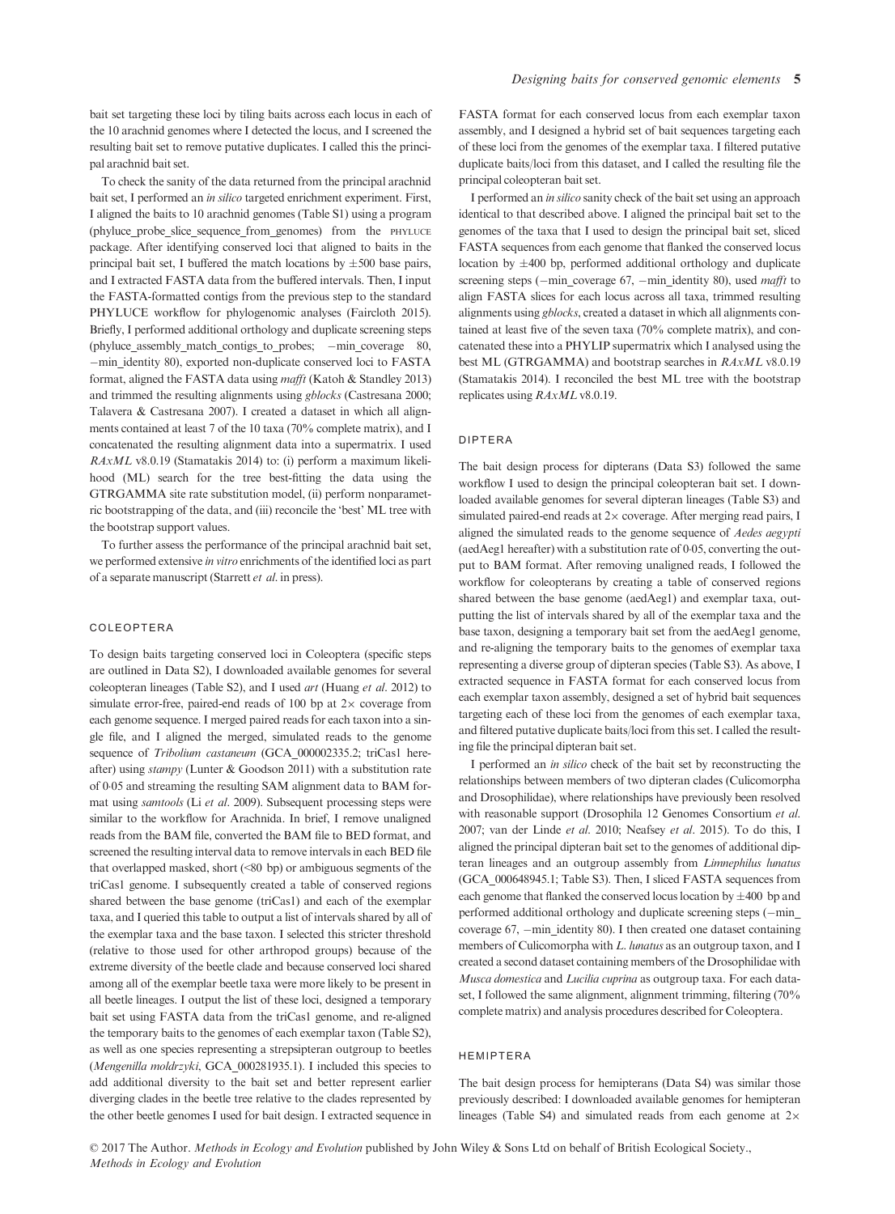bait set targeting these loci by tiling baits across each locus in each of the 10 arachnid genomes where I detected the locus, and I screened the resulting bait set to remove putative duplicates. I called this the principal arachnid bait set.

To check the sanity of the data returned from the principal arachnid bait set, I performed an *in silico* targeted enrichment experiment. First, I aligned the baits to 10 arachnid genomes (Table S1) using a program (phyluce_probe_slice_sequence_from_genomes) from the PHYLUCE package. After identifying conserved loci that aligned to baits in the principal bait set, I buffered the match locations by ±500 base pairs, and I extracted FASTA data from the buffered intervals. Then, I input the FASTA-formatted contigs from the previous step to the standard PHYLUCE workflow for phylogenomic analyses (Faircloth 2015). Briefly, I performed additional orthology and duplicate screening steps (phyluce_assembly_match_contigs_to_probes; −min_coverage 80, −min_identity 80), exported non-duplicate conserved loci to FASTA format, aligned the FASTA data using *mafft* (Katoh & Standley 2013) and trimmed the resulting alignments using *gblocks* (Castresana 2000; Talavera & Castresana 2007). I created a dataset in which all alignments contained at least 7 of the 10 taxa (70% complete matrix), and I concatenated the resulting alignment data into a supermatrix. I used *RAxML* v8.0.19 (Stamatakis 2014) to: (i) perform a maximum likelihood (ML) search for the tree best-fitting the data using the GTRGAMMA site rate substitution model, (ii) perform nonparametric bootstrapping of the data, and (iii) reconcile the 'best' ML tree with the bootstrap support values.

To further assess the performance of the principal arachnid bait set, we performed extensive *in vitro* enrichments of the identified loci as part of a separate manuscript (Starrett *et al.* in press).

## COLEOPTERA

To design baits targeting conserved loci in Coleoptera (specific steps are outlined in Data S2), I downloaded available genomes for several coleopteran lineages (Table S2), and I used *art* (Huang *et al.* 2012) to simulate error-free, paired-end reads of 100 bp at 2× coverage from each genome sequence. I merged paired reads for each taxon into a single file, and I aligned the merged, simulated reads to the genome sequence of *Tribolium castaneum* (GCA_000002335.2; triCas1 hereafter) using *stampy* (Lunter & Goodson 2011) with a substitution rate of 0·05 and streaming the resulting SAM alignment data to BAM format using *samtools* (Li *et al.* 2009). Subsequent processing steps were similar to the workflow for Arachnida. In brief, I remove unaligned reads from the BAM file, converted the BAM file to BED format, and screened the resulting interval data to remove intervals in each BED file that overlapped masked, short (<80 bp) or ambiguous segments of the triCas1 genome. I subsequently created a table of conserved regions shared between the base genome (triCas1) and each of the exemplar taxa, and I queried this table to output a list of intervals shared by all of the exemplar taxa and the base taxon. I selected this stricter threshold (relative to those used for other arthropod groups) because of the extreme diversity of the beetle clade and because conserved loci shared among all of the exemplar beetle taxa were more likely to be present in all beetle lineages. I output the list of these loci, designed a temporary bait set using FASTA data from the triCas1 genome, and re-aligned the temporary baits to the genomes of each exemplar taxon (Table S2), as well as one species representing a strepsipteran outgroup to beetles (*Mengenilla moldrzyki*, GCA_000281935.1). I included this species to add additional diversity to the bait set and better represent earlier diverging clades in the beetle tree relative to the clades represented by the other beetle genomes I used for bait design. I extracted sequence in FASTA format for each conserved locus from each exemplar taxon assembly, and I designed a hybrid set of bait sequences targeting each of these loci from the genomes of the exemplar taxa. I filtered putative duplicate baits/loci from this dataset, and I called the resulting file the principal coleopteran bait set.

I performed an *in silico* sanity check of the bait set using an approach identical to that described above. I aligned the principal bait set to the genomes of the taxa that I used to design the principal bait set, sliced FASTA sequences from each genome that flanked the conserved locus location by ±400 bp, performed additional orthology and duplicate screening steps (−min_coverage 67, −min_identity 80), used *mafft* to align FASTA slices for each locus across all taxa, trimmed resulting alignments using *gblocks*, created a dataset in which all alignments contained at least five of the seven taxa (70% complete matrix), and concatenated these into a PHYLIP supermatrix which I analysed using the best ML (GTRGAMMA) and bootstrap searches in *RAxML* v8.0.19 (Stamatakis 2014). I reconciled the best ML tree with the bootstrap replicates using *RAxML* v8.0.19.

## DIPTERA

The bait design process for dipterans (Data S3) followed the same workflow I used to design the principal coleopteran bait set. I downloaded available genomes for several dipteran lineages (Table S3) and simulated paired-end reads at 2× coverage. After merging read pairs, I aligned the simulated reads to the genome sequence of *Aedes aegypti* (aedAeg1 hereafter) with a substitution rate of 0·05, converting the output to BAM format. After removing unaligned reads, I followed the workflow for coleopterans by creating a table of conserved regions shared between the base genome (aedAeg1) and exemplar taxa, outputting the list of intervals shared by all of the exemplar taxa and the base taxon, designing a temporary bait set from the aedAeg1 genome, and re-aligning the temporary baits to the genomes of exemplar taxa representing a diverse group of dipteran species (Table S3). As above, I extracted sequence in FASTA format for each conserved locus from each exemplar taxon assembly, designed a set of hybrid bait sequences targeting each of these loci from the genomes of each exemplar taxa, and filtered putative duplicate baits/loci from this set. I called the resulting file the principal dipteran bait set.

I performed an *in silico* check of the bait set by reconstructing the relationships between members of two dipteran clades (Culicomorpha and Drosophilidae), where relationships have previously been resolved with reasonable support (Drosophila 12 Genomes Consortium *et al.* 2007; van der Linde *et al.* 2010; Neafsey *et al.* 2015). To do this, I aligned the principal dipteran bait set to the genomes of additional dipteran lineages and an outgroup assembly from *Limnephilus lunatus* (GCA_000648945.1; Table S3). Then, I sliced FASTA sequences from each genome that flanked the conserved locus location by ±400 bp and performed additional orthology and duplicate screening steps (−min_coverage 67, −min_identity 80). I then created one dataset containing members of Culicomorpha with *L. lunatus* as an outgroup taxon, and I created a second dataset containing members of the Drosophilidae with *Musca domestica* and *Lucilia cuprina* as outgroup taxa. For each dataset, I followed the same alignment, alignment trimming, filtering (70% complete matrix) and analysis procedures described for Coleoptera.

## HEMIPTERA

The bait design process for hemipterans (Data S4) was similar those previously described: I downloaded available genomes for hemipteran lineages (Table S4) and simulated reads from each genome at 2×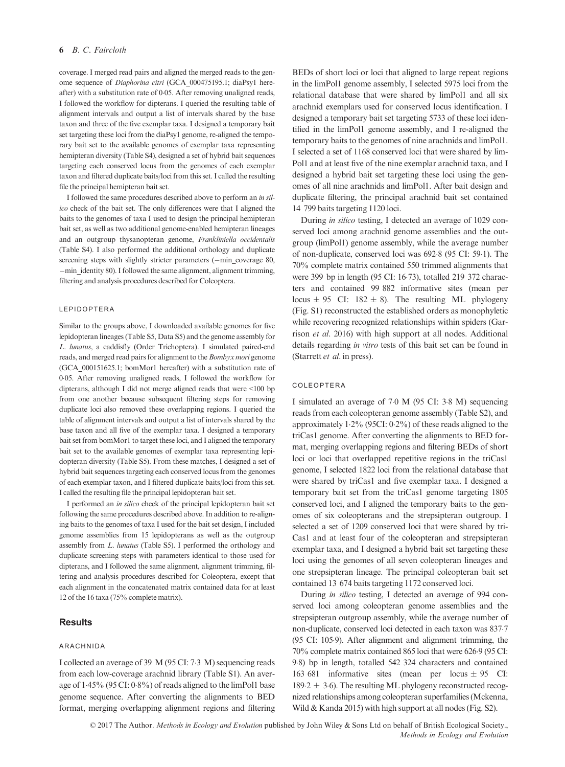coverage. I merged read pairs and aligned the merged reads to the genome sequence of *Diaphorina citri* (GCA_000475195.1; diaPsy1 hereafter) with a substitution rate of 0·05. After removing unaligned reads, I followed the workflow for dipterans. I queried the resulting table of alignment intervals and output a list of intervals shared by the base taxon and three of the five exemplar taxa. I designed a temporary bait set targeting these loci from the diaPsy1 genome, re-aligned the temporary bait set to the available genomes of exemplar taxa representing hemipteran diversity (Table S4), designed a set of hybrid bait sequences targeting each conserved locus from the genomes of each exemplar taxon and filtered duplicate baits/loci from this set. I called the resulting file the principal hemipteran bait set.

I followed the same procedures described above to perform an *in silico* check of the bait set. The only differences were that I aligned the baits to the genomes of taxa I used to design the principal hemipteran bait set, as well as two additional genome-enabled hemipteran lineages and an outgroup thysanopteran genome, *Frankliniella occidentalis* (Table S4). I also performed the additional orthology and duplicate screening steps with slightly stricter parameters (−min_coverage 80, −min_identity 80). I followed the same alignment, alignment trimming, filtering and analysis procedures described for Coleoptera.

### LEPIDOPTERA

Similar to the groups above, I downloaded available genomes for five lepidopteran lineages (Table S5, Data S5) and the genome assembly for *L. lunatus*, a caddisfly (Order Trichoptera). I simulated paired-end reads, and merged read pairs for alignment to the *Bombyx mori* genome (GCA_000151625.1; bomMor1 hereafter) with a substitution rate of 0·05. After removing unaligned reads, I followed the workflow for dipterans, although I did not merge aligned reads that were <100 bp from one another because subsequent filtering steps for removing duplicate loci also removed these overlapping regions. I queried the table of alignment intervals and output a list of intervals shared by the base taxon and all five of the exemplar taxa. I designed a temporary bait set from bomMor1 to target these loci, and I aligned the temporary bait set to the available genomes of exemplar taxa representing lepidopteran diversity (Table S5). From these matches, I designed a set of hybrid bait sequences targeting each conserved locus from the genomes of each exemplar taxon, and I filtered duplicate baits/loci from this set. I called the resulting file the principal lepidopteran bait set.

I performed an *in silico* check of the principal lepidopteran bait set following the same procedures described above. In addition to re-aligning baits to the genomes of taxa I used for the bait set design, I included genome assemblies from 15 lepidopterans as well as the outgroup assembly from *L. lunatus* (Table S5). I performed the orthology and duplicate screening steps with parameters identical to those used for dipterans, and I followed the same alignment, alignment trimming, filtering and analysis procedures described for Coleoptera, except that each alignment in the concatenated matrix contained data for at least 12 of the 16 taxa (75% complete matrix).

## Results

### ARACHNIDA

I collected an average of 39 M (95 CI: 7·3 M) sequencing reads from each low-coverage arachnid library (Table S1). An average of 1·45% (95 CI: 0·8%) of reads aligned to the limPol1 base genome sequence. After converting the alignments to BED format, merging overlapping alignment regions and filtering BEDs of short loci or loci that aligned to large repeat regions in the limPol1 genome assembly, I selected 5975 loci from the relational database that were shared by limPol1 and all six arachnid exemplars used for conserved locus identification. I designed a temporary bait set targeting 5733 of these loci identified in the limPol1 genome assembly, and I re-aligned the temporary baits to the genomes of nine arachnids and limPol1. I selected a set of 1168 conserved loci that were shared by limPol1 and at least five of the nine exemplar arachnid taxa, and I designed a hybrid bait set targeting these loci using the genomes of all nine arachnids and limPol1. After bait design and duplicate filtering, the principal arachnid bait set contained 14 799 baits targeting 1120 loci.

During *in silico* testing, I detected an average of 1029 conserved loci among arachnid genome assemblies and the outgroup (limPol1) genome assembly, while the average number of non-duplicate, conserved loci was 692·8 (95 CI: 59·1). The 70% complete matrix contained 550 trimmed alignments that were 399 bp in length (95 CI: 16·73), totalled 219 372 characters and contained 99 882 informative sites (mean per locus ± 95 CI: 182 ± 8). The resulting ML phylogeny (Fig. S1) reconstructed the established orders as monophyletic while recovering recognized relationships within spiders (Garrison *et al.* 2016) with high support at all nodes. Additional details regarding *in vitro* tests of this bait set can be found in (Starrett *et al.* in press).

### COLEOPTERA

I simulated an average of 7·0 M (95 CI: 3·8 M) sequencing reads from each coleopteran genome assembly (Table S2), and approximately 1·2% (95CI: 0·2%) of these reads aligned to the triCas1 genome. After converting the alignments to BED format, merging overlapping regions and filtering BEDs of short loci or loci that overlapped repetitive regions in the triCas1 genome, I selected 1822 loci from the relational database that were shared by triCas1 and five exemplar taxa. I designed a temporary bait set from the triCas1 genome targeting 1805 conserved loci, and I aligned the temporary baits to the genomes of six coleopterans and the strepsipteran outgroup. I selected a set of 1209 conserved loci that were shared by triCas1 and at least four of the coleopteran and strepsipteran exemplar taxa, and I designed a hybrid bait set targeting these loci using the genomes of all seven coleopteran lineages and one strepsipteran lineage. The principal coleopteran bait set contained 13 674 baits targeting 1172 conserved loci.

During *in silico* testing, I detected an average of 994 conserved loci among coleopteran genome assemblies and the strepsipteran outgroup assembly, while the average number of non-duplicate, conserved loci detected in each taxon was 837·7 (95 CI: 105·9). After alignment and alignment trimming, the 70% complete matrix contained 865 loci that were 626·9 (95 CI: 9·8) bp in length, totalled 542 324 characters and contained 163 681 informative sites (mean per locus ± 95 CI: 189·2 ± 3·6). The resulting ML phylogeny reconstructed recognized relationships among coleopteran superfamilies (Mckenna, Wild & Kanda 2015) with high support at all nodes (Fig. S2).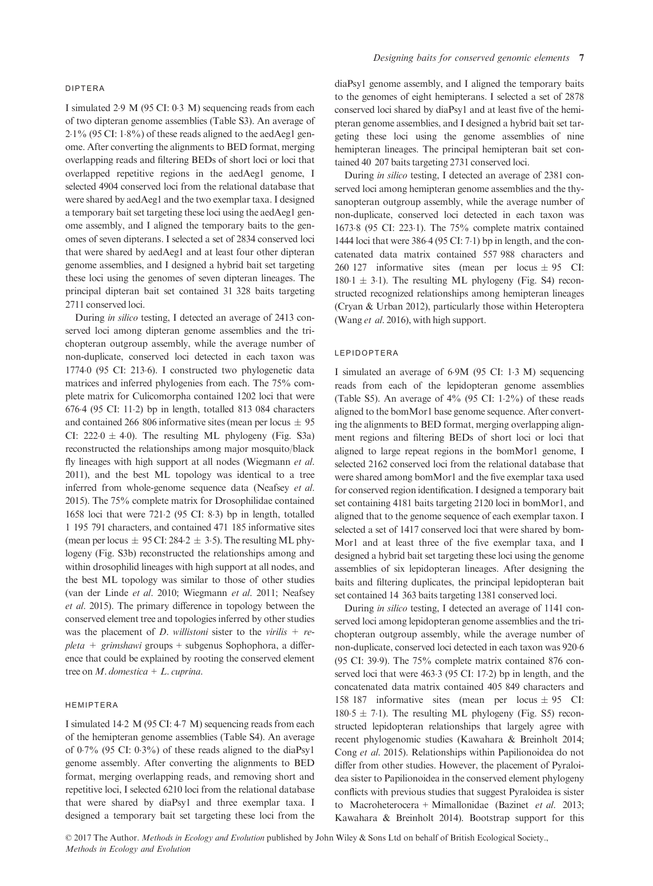### DIPTERA

I simulated 2·9 M (95 CI: 0·3 M) sequencing reads from each of two dipteran genome assemblies (Table S3). An average of 2·1% (95 CI: 1·8%) of these reads aligned to the aedAeg1 genome. After converting the alignments to BED format, merging overlapping reads and filtering BEDs of short loci or loci that overlapped repetitive regions in the aedAeg1 genome, I selected 4904 conserved loci from the relational database that were shared by aedAeg1 and the two exemplar taxa. I designed a temporary bait set targeting these loci using the aedAeg1 genome assembly, and I aligned the temporary baits to the genomes of seven dipterans. I selected a set of 2834 conserved loci that were shared by aedAeg1 and at least four other dipteran genome assemblies, and I designed a hybrid bait set targeting these loci using the genomes of seven dipteran lineages. The principal dipteran bait set contained 31 328 baits targeting 2711 conserved loci.

During *in silico* testing, I detected an average of 2413 conserved loci among dipteran genome assemblies and the trichopteran outgroup assembly, while the average number of non-duplicate, conserved loci detected in each taxon was 1774·0 (95 CI: 213·6). I constructed two phylogenetic data matrices and inferred phylogenies from each. The 75% complete matrix for Culicomorpha contained 1202 loci that were 676·4 (95 CI: 11·2) bp in length, totalled 813 084 characters and contained 266 806 informative sites (mean per locus ± 95 CI: 222·0 ± 4·0). The resulting ML phylogeny (Fig. S3a) reconstructed the relationships among major mosquito/black fly lineages with high support at all nodes (Wiegmann *et al*. 2011), and the best ML topology was identical to a tree inferred from whole-genome sequence data (Neafsey *et al*. 2015). The 75% complete matrix for Drosophilidae contained 1658 loci that were 721·2 (95 CI: 8·3) bp in length, totalled 1 195 791 characters, and contained 471 185 informative sites (mean per locus ± 95 CI: 284·2 ± 3·5). The resulting ML phylogeny (Fig. S3b) reconstructed the relationships among and within drosophilid lineages with high support at all nodes, and the best ML topology was similar to those of other studies (van der Linde *et al*. 2010; Wiegmann *et al*. 2011; Neafsey *et al*. 2015). The primary difference in topology between the conserved element tree and topologies inferred by other studies was the placement of *D. willistoni* sister to the *virilis* + *repleta* + *grimshawi* groups + subgenus Sophophora, a difference that could be explained by rooting the conserved element tree on *M. domestica* + *L. cuprina*.

### HEMIPTERA

I simulated 14·2 M (95 CI: 4·7 M) sequencing reads from each of the hemipteran genome assemblies (Table S4). An average of 0·7% (95 CI: 0·3%) of these reads aligned to the diaPsy1 genome assembly. After converting the alignments to BED format, merging overlapping reads, and removing short and repetitive loci, I selected 6210 loci from the relational database that were shared by diaPsy1 and three exemplar taxa. I designed a temporary bait set targeting these loci from the diaPsy1 genome assembly, and I aligned the temporary baits to the genomes of eight hemipterans. I selected a set of 2878 conserved loci shared by diaPsy1 and at least five of the hemipteran genome assemblies, and I designed a hybrid bait set targeting these loci using the genome assemblies of nine hemipteran lineages. The principal hemipteran bait set contained 40 207 baits targeting 2731 conserved loci.

During *in silico* testing, I detected an average of 2381 conserved loci among hemipteran genome assemblies and the thysanopteran outgroup assembly, while the average number of non-duplicate, conserved loci detected in each taxon was 1673·8 (95 CI: 223·1). The 75% complete matrix contained 1444 loci that were 386·4 (95 CI: 7·1) bp in length, and the concatenated data matrix contained 557 988 characters and 260 127 informative sites (mean per locus ± 95 CI: 180·1 ± 3·1). The resulting ML phylogeny (Fig. S4) reconstructed recognized relationships among hemipteran lineages (Cryan & Urban 2012), particularly those within Heteroptera (Wang *et al*. 2016), with high support.

### LEPIDOPTERA

I simulated an average of 6·9M (95 CI: 1·3 M) sequencing reads from each of the lepidopteran genome assemblies (Table S5). An average of 4% (95 CI: 1·2%) of these reads aligned to the bomMor1 base genome sequence. After converting the alignments to BED format, merging overlapping alignment regions and filtering BEDs of short loci or loci that aligned to large repeat regions in the bomMor1 genome, I selected 2162 conserved loci from the relational database that were shared among bomMor1 and the five exemplar taxa used for conserved region identification. I designed a temporary bait set containing 4181 baits targeting 2120 loci in bomMor1, and aligned that to the genome sequence of each exemplar taxon. I selected a set of 1417 conserved loci that were shared by bomMor1 and at least three of the five exemplar taxa, and I designed a hybrid bait set targeting these loci using the genome assemblies of six lepidopteran lineages. After designing the baits and filtering duplicates, the principal lepidopteran bait set contained 14 363 baits targeting 1381 conserved loci.

During *in silico* testing, I detected an average of 1141 conserved loci among lepidopteran genome assemblies and the trichopteran outgroup assembly, while the average number of non-duplicate, conserved loci detected in each taxon was 920·6 (95 CI: 39·9). The 75% complete matrix contained 876 conserved loci that were 463·3 (95 CI: 17·2) bp in length, and the concatenated data matrix contained 405 849 characters and 158 187 informative sites (mean per locus ± 95 CI: 180·5 ± 7·1). The resulting ML phylogeny (Fig. S5) reconstructed lepidopteran relationships that largely agree with recent phylogenomic studies (Kawahara & Breinholt 2014; Cong *et al*. 2015). Relationships within Papilionoidea do not differ from other studies. However, the placement of Pyraloidea sister to Papilionoidea in the conserved element phylogeny conflicts with previous studies that suggest Pyraloidea is sister to Macroheterocera + Mimallonidae (Bazinet *et al*. 2013; Kawahara & Breinholt 2014). Bootstrap support for this

© 2017 The Author. *Methods in Ecology and Evolution* published by John Wiley & Sons Ltd on behalf of British Ecological Society., *Methods in Ecology and Evolution*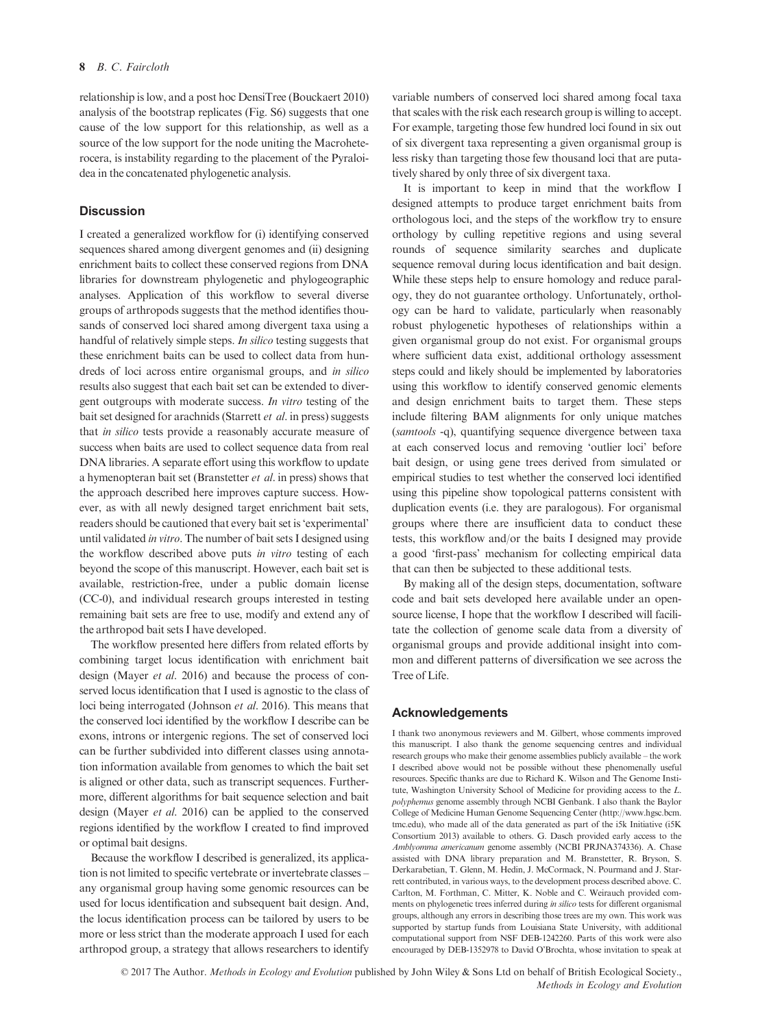relationship is low, and a post hoc DensiTree (Bouckaert 2010) analysis of the bootstrap replicates (Fig. S6) suggests that one cause of the low support for this relationship, as well as a source of the low support for the node uniting the Macroheterocera, is instability regarding to the placement of the Pyraloidea in the concatenated phylogenetic analysis.

## Discussion

I created a generalized workflow for (i) identifying conserved sequences shared among divergent genomes and (ii) designing enrichment baits to collect these conserved regions from DNA libraries for downstream phylogenetic and phylogeographic analyses. Application of this workflow to several diverse groups of arthropods suggests that the method identifies thousands of conserved loci shared among divergent taxa using a handful of relatively simple steps. *In silico* testing suggests that these enrichment baits can be used to collect data from hundreds of loci across entire organismal groups, and *in silico* results also suggest that each bait set can be extended to divergent outgroups with moderate success. *In vitro* testing of the bait set designed for arachnids (Starrett *et al*. in press) suggests that *in silico* tests provide a reasonably accurate measure of success when baits are used to collect sequence data from real DNA libraries. A separate effort using this workflow to update a hymenopteran bait set (Branstetter *et al*. in press) shows that the approach described here improves capture success. However, as with all newly designed target enrichment bait sets, readers should be cautioned that every bait set is 'experimental' until validated *in vitro*. The number of bait sets I designed using the workflow described above puts *in vitro* testing of each beyond the scope of this manuscript. However, each bait set is available, restriction-free, under a public domain license (CC-0), and individual research groups interested in testing remaining bait sets are free to use, modify and extend any of the arthropod bait sets I have developed.

The workflow presented here differs from related efforts by combining target locus identification with enrichment bait design (Mayer *et al*. 2016) and because the process of conserved locus identification that I used is agnostic to the class of loci being interrogated (Johnson *et al*. 2016). This means that the conserved loci identified by the workflow I describe can be exons, introns or intergenic regions. The set of conserved loci can be further subdivided into different classes using annotation information available from genomes to which the bait set is aligned or other data, such as transcript sequences. Furthermore, different algorithms for bait sequence selection and bait design (Mayer *et al*. 2016) can be applied to the conserved regions identified by the workflow I created to find improved or optimal bait designs.

Because the workflow I described is generalized, its application is not limited to specific vertebrate or invertebrate classes – any organismal group having some genomic resources can be used for locus identification and subsequent bait design. And, the locus identification process can be tailored by users to be more or less strict than the moderate approach I used for each arthropod group, a strategy that allows researchers to identify variable numbers of conserved loci shared among focal taxa that scales with the risk each research group is willing to accept. For example, targeting those few hundred loci found in six out of six divergent taxa representing a given organismal group is less risky than targeting those few thousand loci that are putatively shared by only three of six divergent taxa.

It is important to keep in mind that the workflow I designed attempts to produce target enrichment baits from orthologous loci, and the steps of the workflow try to ensure orthology by culling repetitive regions and using several rounds of sequence similarity searches and duplicate sequence removal during locus identification and bait design. While these steps help to ensure homology and reduce paralogy, they do not guarantee orthology. Unfortunately, orthology can be hard to validate, particularly when reasonably robust phylogenetic hypotheses of relationships within a given organismal group do not exist. For organismal groups where sufficient data exist, additional orthology assessment steps could and likely should be implemented by laboratories using this workflow to identify conserved genomic elements and design enrichment baits to target them. These steps include filtering BAM alignments for only unique matches (*samtools* -q), quantifying sequence divergence between taxa at each conserved locus and removing 'outlier loci' before bait design, or using gene trees derived from simulated or empirical studies to test whether the conserved loci identified using this pipeline show topological patterns consistent with duplication events (i.e. they are paralogous). For organismal groups where there are insufficient data to conduct these tests, this workflow and/or the baits I designed may provide a good 'first-pass' mechanism for collecting empirical data that can then be subjected to these additional tests.

By making all of the design steps, documentation, software code and bait sets developed here available under an open-source license, I hope that the workflow I described will facilitate the collection of genome scale data from a diversity of organismal groups and provide additional insight into common and different patterns of diversification we see across the Tree of Life.

## Acknowledgements

I thank two anonymous reviewers and M. Gilbert, whose comments improved this manuscript. I also thank the genome sequencing centres and individual research groups who make their genome assemblies publicly available – the work I described above would not be possible without these phenomenally useful resources. Specific thanks are due to Richard K. Wilson and The Genome Institute, Washington University School of Medicine for providing access to the *L. polyphemus* genome assembly through NCBI Genbank. I also thank the Baylor College of Medicine Human Genome Sequencing Center (http://www.hgsc.bcm.tmc.edu), who made all of the data generated as part of the i5k Initiative (i5K Consortium 2013) available to others. G. Dasch provided early access to the *Amblyomma americanum* genome assembly (NCBI PRJNA374336). A. Chase assisted with DNA library preparation and M. Branstetter, R. Bryson, S. Derkarabetian, T. Glenn, M. Hedin, J. McCormack, N. Pourmand and J. Starrett contributed, in various ways, to the development process described above. C. Carlton, M. Forthman, C. Mitter, K. Noble and C. Weirauch provided comments on phylogenetic trees inferred during *in silico* tests for different organismal groups, although any errors in describing those trees are my own. This work was supported by startup funds from Louisiana State University, with additional computational support from NSF DEB-1242260. Parts of this work were also encouraged by DEB-1352978 to David O'Brochta, whose invitation to speak at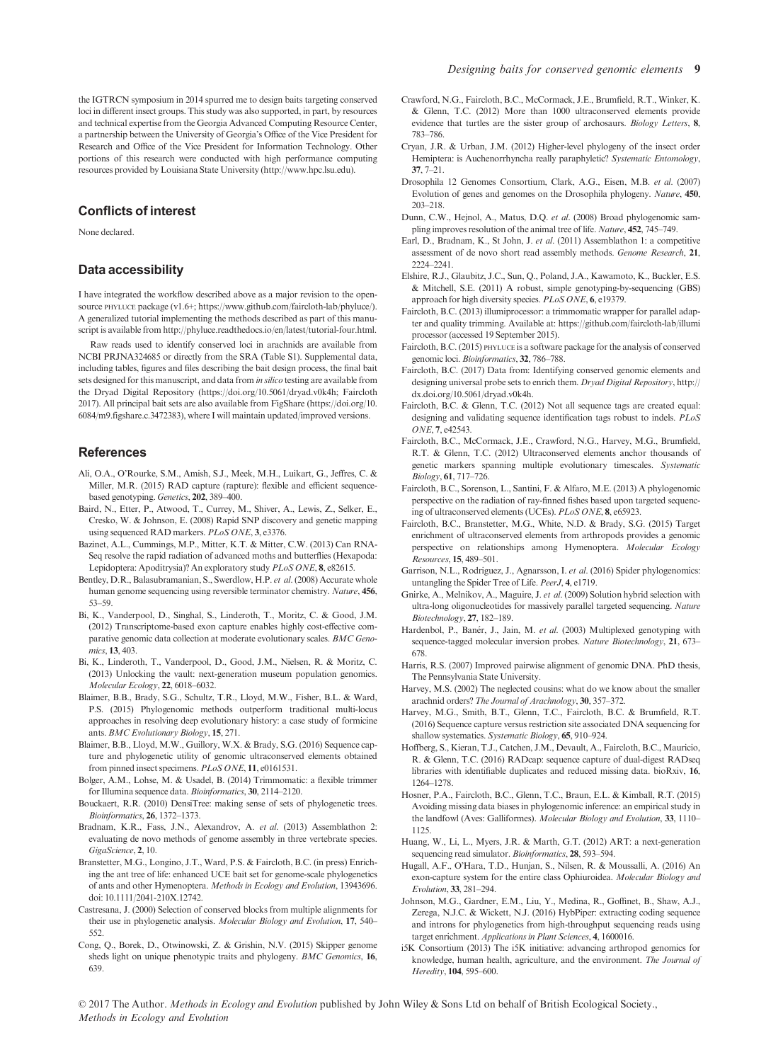the IGTRCN symposium in 2014 spurred me to design baits targeting conserved loci in different insect groups. This study was also supported, in part, by resources and technical expertise from the Georgia Advanced Computing Resource Center, a partnership between the University of Georgia's Office of the Vice President for Research and Office of the Vice President for Information Technology. Other portions of this research were conducted with high performance computing resources provided by Louisiana State University (http://www.hpc.lsu.edu).

## Conflicts of interest

None declared.

## Data accessibility

I have integrated the workflow described above as a major revision to the open-source PHYLUCE package (v1.6+; https://www.github.com/faircloth-lab/phyluce/). A generalized tutorial implementing the methods described as part of this manuscript is available from http://phyluce.readthedocs.io/en/latest/tutorial-four.html.

Raw reads used to identify conserved loci in arachnids are available from NCBI PRJNA324685 or directly from the SRA (Table S1). Supplemental data, including tables, figures and files describing the bait design process, the final bait sets designed for this manuscript, and data from *in silico* testing are available from the Dryad Digital Repository (https://doi.org/10.5061/dryad.v0k4h; Faircloth 2017). All principal bait sets are also available from FigShare (https://doi.org/10.6084/m9.figshare.c.3472383), where I will maintain updated/improved versions.

## References

Ali, O.A., O'Rourke, S.M., Amish, S.J., Meek, M.H., Luikart, G., Jeffres, C. & Miller, M.R. (2015) RAD capture (rapture): flexible and efficient sequence-based genotyping. *Genetics*, **202**, 389–400.

Baird, N., Etter, P., Atwood, T., Currey, M., Shiver, A., Lewis, Z., Selker, E., Cresko, W. & Johnson, E. (2008) Rapid SNP discovery and genetic mapping using sequenced RAD markers. *PLoS ONE*, **3**, e3376.

Bazinet, A.L., Cummings, M.P., Mitter, K.T. & Mitter, C.W. (2013) Can RNA-Seq resolve the rapid radiation of advanced moths and butterflies (Hexapoda: Lepidoptera: Apoditrysia)? An exploratory study *PLoS ONE*, **8**, e82615.

Bentley, D.R., Balasubramanian, S., Swerdlow, H.P. *et al.* (2008) Accurate whole human genome sequencing using reversible terminator chemistry. *Nature*, **456**, 53–59.

Bi, K., Vanderpool, D., Singhal, S., Linderoth, T., Moritz, C. & Good, J.M. (2012) Transcriptome-based exon capture enables highly cost-effective comparative genomic data collection at moderate evolutionary scales. *BMC Genomics*, **13**, 403.

Bi, K., Linderoth, T., Vanderpool, D., Good, J.M., Nielsen, R. & Moritz, C. (2013) Unlocking the vault: next-generation museum population genomics. *Molecular Ecology*, **22**, 6018–6032.

Blaimer, B.B., Brady, S.G., Schultz, T.R., Lloyd, M.W., Fisher, B.L. & Ward, P.S. (2015) Phylogenomic methods outperform traditional multi-locus approaches in resolving deep evolutionary history: a case study of formicine ants. *BMC Evolutionary Biology*, **15**, 271.

Blaimer, B.B., Lloyd, M.W., Guillory, W.X. & Brady, S.G. (2016) Sequence capture and phylogenetic utility of genomic ultraconserved elements obtained from pinned insect specimens. *PLoS ONE*, **11**, e0161531.

Bolger, A.M., Lohse, M. & Usadel, B. (2014) Trimmomatic: a flexible trimmer for Illumina sequence data. *Bioinformatics*, **30**, 2114–2120.

Bouckaert, R.R. (2010) DensiTree: making sense of sets of phylogenetic trees. *Bioinformatics*, **26**, 1372–1373.

Bradnam, K.R., Fass, J.N., Alexandrov, A. *et al.* (2013) Assemblathon 2: evaluating de novo methods of genome assembly in three vertebrate species. *GigaScience*, **2**, 10.

Branstetter, M.G., Longino, J.T., Ward, P.S. & Faircloth, B.C. (in press) Enriching the ant tree of life: enhanced UCE bait set for genome-scale phylogenetics of ants and other Hymenoptera. *Methods in Ecology and Evolution*, 13943696. doi: 10.1111/2041-210X.12742.

Castresana, J. (2000) Selection of conserved blocks from multiple alignments for their use in phylogenetic analysis. *Molecular Biology and Evolution*, **17**, 540–552.

Cong, Q., Borek, D., Otwinowski, Z. & Grishin, N.V. (2015) Skipper genome sheds light on unique phenotypic traits and phylogeny. *BMC Genomics*, **16**, 639.

Crawford, N.G., Faircloth, B.C., McCormack, J.E., Brumfield, R.T., Winker, K. & Glenn, T.C. (2012) More than 1000 ultraconserved elements provide evidence that turtles are the sister group of archosaurs. *Biology Letters*, **8**, 783–786.

Cryan, J.R. & Urban, J.M. (2012) Higher-level phylogeny of the insect order Hemiptera: is Auchenorrhyncha really paraphyletic? *Systematic Entomology*, **37**, 7–21.

Drosophila 12 Genomes Consortium, Clark, A.G., Eisen, M.B. *et al.* (2007) Evolution of genes and genomes on the Drosophila phylogeny. *Nature*, **450**, 203–218.

Dunn, C.W., Hejnol, A., Matus, D.Q. *et al.* (2008) Broad phylogenomic sampling improves resolution of the animal tree of life. *Nature*, **452**, 745–749.

Earl, D., Bradnam, K., St John, J. *et al.* (2011) Assemblathon 1: a competitive assessment of de novo short read assembly methods. *Genome Research*, **21**, 2224–2241.

Elshire, R.J., Glaubitz, J.C., Sun, Q., Poland, J.A., Kawamoto, K., Buckler, E.S. & Mitchell, S.E. (2011) A robust, simple genotyping-by-sequencing (GBS) approach for high diversity species. *PLoS ONE*, **6**, e19379.

Faircloth, B.C. (2013) illumiprocessor: a trimmomatic wrapper for parallel adapter and quality trimming. Available at: https://github.com/faircloth-lab/illumiprocessor (accessed 19 September 2015).

Faircloth, B.C. (2015) PHYLUCE is a software package for the analysis of conserved genomic loci. *Bioinformatics*, **32**, 786–788.

Faircloth, B.C. (2017) Data from: Identifying conserved genomic elements and designing universal probe sets to enrich them. *Dryad Digital Repository*, http://dx.doi.org/10.5061/dryad.v0k4h.

Faircloth, B.C. & Glenn, T.C. (2012) Not all sequence tags are created equal: designing and validating sequence identification tags robust to indels. *PLoS ONE*, **7**, e42543.

Faircloth, B.C., McCormack, J.E., Crawford, N.G., Harvey, M.G., Brumfield, R.T. & Glenn, T.C. (2012) Ultraconserved elements anchor thousands of genetic markers spanning multiple evolutionary timescales. *Systematic Biology*, **61**, 717–726.

Faircloth, B.C., Sorenson, L., Santini, F. & Alfaro, M.E. (2013) A phylogenomic perspective on the radiation of ray-finned fishes based upon targeted sequencing of ultraconserved elements (UCEs). *PLoS ONE*, **8**, e65923.

Faircloth, B.C., Branstetter, M.G., White, N.D. & Brady, S.G. (2015) Target enrichment of ultraconserved elements from arthropods provides a genomic perspective on relationships among Hymenoptera. *Molecular Ecology Resources*, **15**, 489–501.

Garrison, N.L., Rodriguez, J., Agnarsson, I. *et al.* (2016) Spider phylogenomics: untangling the Spider Tree of Life. *PeerJ*, **4**, e1719.

Gnirke, A., Melnikov, A., Maguire, J. *et al.* (2009) Solution hybrid selection with ultra-long oligonucleotides for massively parallel targeted sequencing. *Nature Biotechnology*, **27**, 182–189.

Hardenbol, P., Banér, J., Jain, M. *et al.* (2003) Multiplexed genotyping with sequence-tagged molecular inversion probes. *Nature Biotechnology*, **21**, 673–678.

Harris, R.S. (2007) Improved pairwise alignment of genomic DNA. PhD thesis, The Pennsylvania State University.

Harvey, M.S. (2002) The neglected cousins: what do we know about the smaller arachnid orders? *The Journal of Arachnology*, **30**, 357–372.

Harvey, M.G., Smith, B.T., Glenn, T.C., Faircloth, B.C. & Brumfield, R.T. (2016) Sequence capture versus restriction site associated DNA sequencing for shallow systematics. *Systematic Biology*, **65**, 910–924.

Hoffberg, S., Kieran, T.J., Catchen, J.M., Devault, A., Faircloth, B.C., Mauricio, R. & Glenn, T.C. (2016) RADcap: sequence capture of dual-digest RADseq libraries with identifiable duplicates and reduced missing data. bioRxiv, **16**, 1264–1278.

Hosner, P.A., Faircloth, B.C., Glenn, T.C., Braun, E.L. & Kimball, R.T. (2015) Avoiding missing data biases in phylogenomic inference: an empirical study in the landfowl (Aves: Galliformes). *Molecular Biology and Evolution*, **33**, 1110–1125.

Huang, W., Li, L., Myers, J.R. & Marth, G.T. (2012) ART: a next-generation sequencing read simulator. *Bioinformatics*, **28**, 593–594.

Hugall, A.F., O'Hara, T.D., Hunjan, S., Nilsen, R. & Moussalli, A. (2016) An exon-capture system for the entire class Ophiuroidea. *Molecular Biology and Evolution*, **33**, 281–294.

Johnson, M.G., Gardner, E.M., Liu, Y., Medina, R., Goffinet, B., Shaw, A.J., Zerega, N.J.C. & Wickett, N.J. (2016) HybPiper: extracting coding sequence and introns for phylogenetics from high-throughput sequencing reads using target enrichment. *Applications in Plant Sciences*, **4**, 1600016.

i5K Consortium (2013) The i5K initiative: advancing arthropod genomics for knowledge, human health, agriculture, and the environment. *The Journal of Heredity*, **104**, 595–600.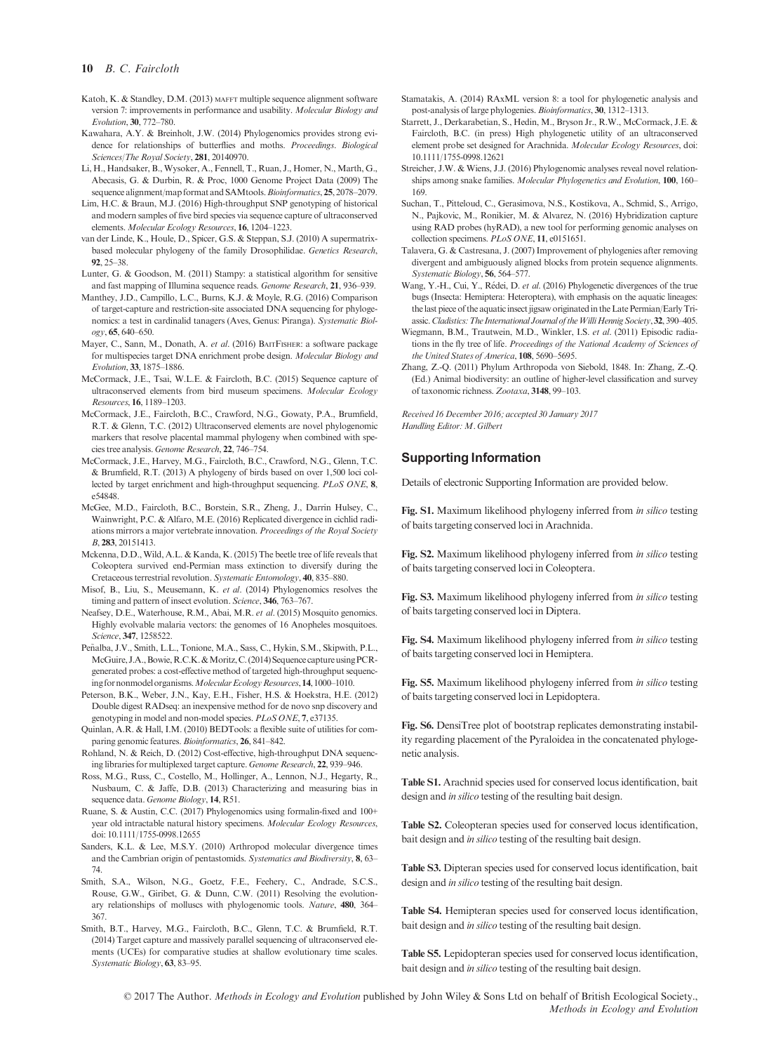Katoh, K. & Standley, D.M. (2013) MAFFT multiple sequence alignment software version 7: improvements in performance and usability. *Molecular Biology and Evolution*, **30**, 772–780.

Kawahara, A.Y. & Breinholt, J.W. (2014) Phylogenomics provides strong evidence for relationships of butterflies and moths. *Proceedings. Biological Sciences/The Royal Society*, **281**, 20140970.

Li, H., Handsaker, B., Wysoker, A., Fennell, T., Ruan, J., Homer, N., Marth, G., Abecasis, G. & Durbin, R. & Proc, 1000 Genome Project Data (2009) The sequence alignment/map format and SAMtools. *Bioinformatics*, **25**, 2078–2079.

Lim, H.C. & Braun, M.J. (2016) High-throughput SNP genotyping of historical and modern samples of five bird species via sequence capture of ultraconserved elements. *Molecular Ecology Resources*, **16**, 1204–1223.

van der Linde, K., Houle, D., Spicer, G.S. & Steppan, S.J. (2010) A supermatrix-based molecular phylogeny of the family Drosophilidae. *Genetics Research*, **92**, 25–38.

Lunter, G. & Goodson, M. (2011) Stampy: a statistical algorithm for sensitive and fast mapping of Illumina sequence reads. *Genome Research*, **21**, 936–939.

Manthey, J.D., Campillo, L.C., Burns, K.J. & Moyle, R.G. (2016) Comparison of target-capture and restriction-site associated DNA sequencing for phylogenomics: a test in cardinalid tanagers (Aves, Genus: Piranga). *Systematic Biology*, **65**, 640–650.

Mayer, C., Sann, M., Donath, A. *et al.* (2016) BAITFISHER: a software package for multispecies target DNA enrichment probe design. *Molecular Biology and Evolution*, **33**, 1875–1886.

McCormack, J.E., Tsai, W.L.E. & Faircloth, B.C. (2015) Sequence capture of ultraconserved elements from bird museum specimens. *Molecular Ecology Resources*, **16**, 1189–1203.

McCormack, J.E., Faircloth, B.C., Crawford, N.G., Gowaty, P.A., Brumfield, R.T. & Glenn, T.C. (2012) Ultraconserved elements are novel phylogenomic markers that resolve placental mammal phylogeny when combined with species tree analysis. *Genome Research*, **22**, 746–754.

McCormack, J.E., Harvey, M.G., Faircloth, B.C., Crawford, N.G., Glenn, T.C. & Brumfield, R.T. (2013) A phylogeny of birds based on over 1,500 loci collected by target enrichment and high-throughput sequencing. *PLoS ONE*, **8**, e54848.

McGee, M.D., Faircloth, B.C., Borstein, S.R., Zheng, J., Darrin Hulsey, C., Wainwright, P.C. & Alfaro, M.E. (2016) Replicated divergence in cichlid radiations mirrors a major vertebrate innovation. *Proceedings of the Royal Society B*, **283**, 20151413.

Mckenna, D.D., Wild, A.L. & Kanda, K. (2015) The beetle tree of life reveals that Coleoptera survived end-Permian mass extinction to diversify during the Cretaceous terrestrial revolution. *Systematic Entomology*, **40**, 835–880.

Misof, B., Liu, S., Meusemann, K. *et al.* (2014) Phylogenomics resolves the timing and pattern of insect evolution. *Science*, **346**, 763–767.

Neafsey, D.E., Waterhouse, R.M., Abai, M.R. *et al.* (2015) Mosquito genomics. Highly evolvable malaria vectors: the genomes of 16 Anopheles mosquitoes. *Science*, **347**, 1258522.

Peñalba, J.V., Smith, L.L., Tonione, M.A., Sass, C., Hykin, S.M., Skipwith, P.L., McGuire, J.A., Bowie, R.C.K. & Moritz, C. (2014) Sequence capture using PCR-generated probes: a cost-effective method of targeted high-throughput sequencing for nonmodel organisms. *Molecular Ecology Resources*, **14**, 1000–1010.

Peterson, B.K., Weber, J.N., Kay, E.H., Fisher, H.S. & Hoekstra, H.E. (2012) Double digest RADseq: an inexpensive method for de novo snp discovery and genotyping in model and non-model species. *PLoS ONE*, **7**, e37135.

Quinlan, A.R. & Hall, I.M. (2010) BEDTools: a flexible suite of utilities for comparing genomic features. *Bioinformatics*, **26**, 841–842.

Rohland, N. & Reich, D. (2012) Cost-effective, high-throughput DNA sequencing libraries for multiplexed target capture. *Genome Research*, **22**, 939–946.

Ross, M.G., Russ, C., Costello, M., Hollinger, A., Lennon, N.J., Hegarty, R., Nusbaum, C. & Jaffe, D.B. (2013) Characterizing and measuring bias in sequence data. *Genome Biology*, **14**, R51.

Ruane, S. & Austin, C.C. (2017) Phylogenomics using formalin-fixed and 100+ year old intractable natural history specimens. *Molecular Ecology Resources*, doi: 10.1111/1755-0998.12655

Sanders, K.L. & Lee, M.S.Y. (2010) Arthropod molecular divergence times and the Cambrian origin of pentastomids. *Systematics and Biodiversity*, **8**, 63–74.

Smith, S.A., Wilson, N.G., Goetz, F.E., Feehery, C., Andrade, S.C.S., Rouse, G.W., Giribet, G. & Dunn, C.W. (2011) Resolving the evolutionary relationships of molluscs with phylogenomic tools. *Nature*, **480**, 364–367.

Smith, B.T., Harvey, M.G., Faircloth, B.C., Glenn, T.C. & Brumfield, R.T. (2014) Target capture and massively parallel sequencing of ultraconserved elements (UCEs) for comparative studies at shallow evolutionary time scales. *Systematic Biology*, **63**, 83–95.

Stamatakis, A. (2014) RAxML version 8: a tool for phylogenetic analysis and post-analysis of large phylogenies. *Bioinformatics*, **30**, 1312–1313.

Starrett, J., Derkarabetian, S., Hedin, M., Bryson Jr., R.W., McCormack, J.E. & Faircloth, B.C. (in press) High phylogenetic utility of an ultraconserved element probe set designed for Arachnida. *Molecular Ecology Resources*, doi: 10.1111/1755-0998.12621

Streicher, J.W. & Wiens, J.J. (2016) Phylogenomic analyses reveal novel relationships among snake families. *Molecular Phylogenetics and Evolution*, **100**, 160–169.

Suchan, T., Pitteloud, C., Gerasimova, N.S., Kostikova, A., Schmid, S., Arrigo, N., Pajkovic, M., Ronikier, M. & Alvarez, N. (2016) Hybridization capture using RAD probes (hyRAD), a new tool for performing genomic analyses on collection specimens. *PLoS ONE*, **11**, e0151651.

Talavera, G. & Castresana, J. (2007) Improvement of phylogenies after removing divergent and ambiguously aligned blocks from protein sequence alignments. *Systematic Biology*, **56**, 564–577.

Wang, Y.-H., Cui, Y., Rédei, D. *et al.* (2016) Phylogenetic divergences of the true bugs (Insecta: Hemiptera: Heteroptera), with emphasis on the aquatic lineages: the last piece of the aquatic insect jigsaw originated in the Late Permian/Early Triassic. *Cladistics: The International Journal of the Willi Hennig Society*, **32**, 390–405.

Wiegmann, B.M., Trautwein, M.D., Winkler, I.S. *et al.* (2011) Episodic radiations in the fly tree of life. *Proceedings of the National Academy of Sciences of the United States of America*, **108**, 5690–5695.

Zhang, Z.-Q. (2011) Phylum Arthropoda von Siebold, 1848. In: Zhang, Z.-Q. (Ed.) Animal biodiversity: an outline of higher-level classification and survey of taxonomic richness. *Zootaxa*, **3148**, 99–103.

*Received 16 December 2016; accepted 30 January 2017*
*Handling Editor: M. Gilbert*

## Supporting Information

Details of electronic Supporting Information are provided below.

**Fig. S1.** Maximum likelihood phylogeny inferred from *in silico* testing of baits targeting conserved loci in Arachnida.

**Fig. S2.** Maximum likelihood phylogeny inferred from *in silico* testing of baits targeting conserved loci in Coleoptera.

**Fig. S3.** Maximum likelihood phylogeny inferred from *in silico* testing of baits targeting conserved loci in Diptera.

**Fig. S4.** Maximum likelihood phylogeny inferred from *in silico* testing of baits targeting conserved loci in Hemiptera.

**Fig. S5.** Maximum likelihood phylogeny inferred from *in silico* testing of baits targeting conserved loci in Lepidoptera.

**Fig. S6.** DensiTree plot of bootstrap replicates demonstrating instability regarding placement of the Pyraloidea in the concatenated phylogenetic analysis.

**Table S1.** Arachnid species used for conserved locus identification, bait design and *in silico* testing of the resulting bait design.

**Table S2.** Coleopteran species used for conserved locus identification, bait design and *in silico* testing of the resulting bait design.

**Table S3.** Dipteran species used for conserved locus identification, bait design and *in silico* testing of the resulting bait design.

**Table S4.** Hemipteran species used for conserved locus identification, bait design and *in silico* testing of the resulting bait design.

**Table S5.** Lepidopteran species used for conserved locus identification, bait design and *in silico* testing of the resulting bait design.